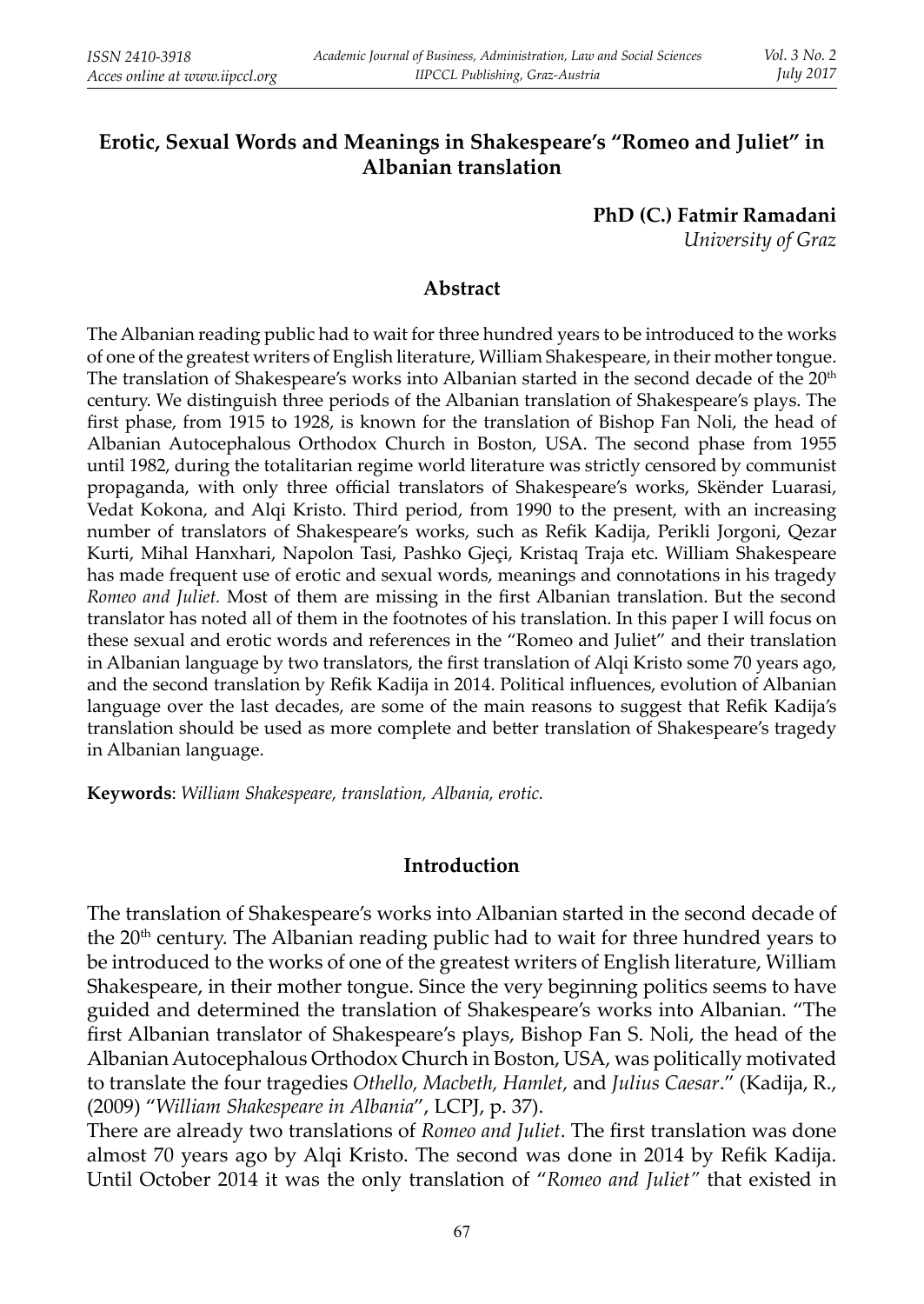# Erotic, Sexual Words and Meanings in Shakespeare's "Romeo and Juliet" in Albanian translation

**PhD (C.) Fatmir Ramadani**

*University of Graz*

## Abstract

The Albanian reading public had to wait for three hundred years to be introduced to the works of one of the greatest writers of English literature, William Shakespeare, in their mother tongue. The translation of Shakespeare's works into Albanian started in the second decade of the 20th century. We distinguish three periods of the Albanian translation of Shakespeare's plays. The first phase, from 1915 to 1928, is known for the translation of Bishop Fan Noli, the head of Albanian Autocephalous Orthodox Church in Boston, USA. The second phase from 1955 until 1982, during the totalitarian regime world literature was strictly censored by communist propaganda, with only three official translators of Shakespeare's works, Skënder Luarasi, Vedat Kokona, and Alqi Kristo. Third period, from 1990 to the present, with an increasing number of translators of Shakespeare's works, such as Refik Kadija, Perikli Jorgoni, Qezar Kurti, Mihal Hanxhari, Napolon Tasi, Pashko Gjeçi, Kristaq Traja etc. William Shakespeare has made frequent use of erotic and sexual words, meanings and connotations in his tragedy *Romeo and Juliet.* Most of them are missing in the first Albanian translation. But the second translator has noted all of them in the footnotes of his translation. In this paper I will focus on these sexual and erotic words and references in the "Romeo and Juliet" and their translation in Albanian language by two translators, the first translation of Alqi Kristo some 70 years ago, and the second translation by Refik Kadija in 2014. Political influences, evolution of Albanian language over the last decades, are some of the main reasons to suggest that Refik Kadija's translation should be used as more complete and better translation of Shakespeare's tragedy in Albanian language.

**Keywords**: *William Shakespeare, translation, Albania, erotic.*

## Introduction

The translation of Shakespeare's works into Albanian started in the second decade of the 20th century. The Albanian reading public had to wait for three hundred years to be introduced to the works of one of the greatest writers of English literature, William Shakespeare, in their mother tongue. Since the very beginning politics seems to have guided and determined the translation of Shakespeare's works into Albanian. "The first Albanian translator of Shakespeare's plays, Bishop Fan S. Noli, the head of the Albanian Autocephalous Orthodox Church in Boston, USA, was politically motivated to translate the four tragedies *Othello, Macbeth, Hamlet,* and *Julius Caesar*." (Kadija, R., (2009) "*William Shakespeare in Albania*", LCPJ, p. 37).

There are already two translations of *Romeo and Juliet*. The first translation was done almost 70 years ago by Alqi Kristo. The second was done in 2014 by Refik Kadija. Until October 2014 it was the only translation of "*Romeo and Juliet"* that existed in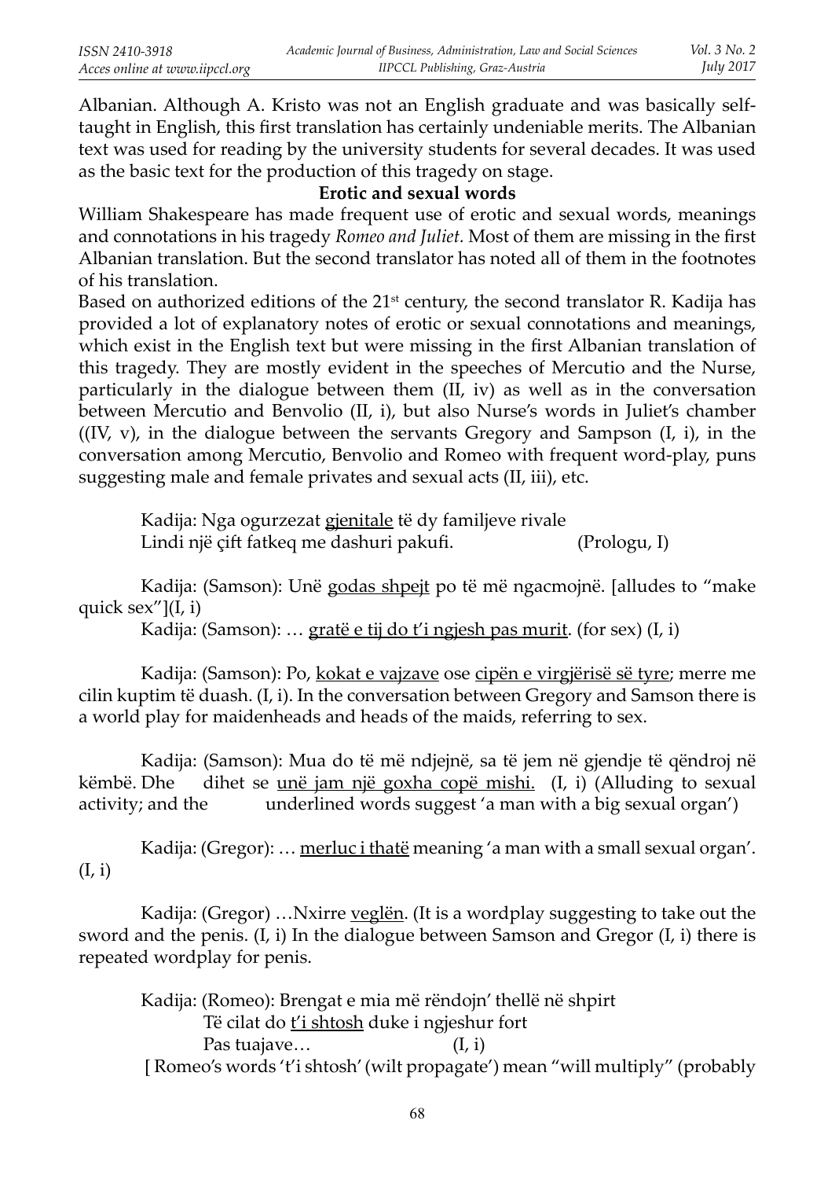Albanian. Although A. Kristo was not an English graduate and was basically self-taught in English, this first translation has certainly undeniable merits. The Albanian text was used for reading by the university students for several decades. It was used as the basic text for the production of this tragedy on stage.

**Erotic and sexual words**

William Shakespeare has made frequent use of erotic and sexual words, meanings and connotations in his tragedy *Romeo and Juliet.* Most of them are missing in the first Albanian translation. But the second translator has noted all of them in the footnotes of his translation.

Based on authorized editions of the 21st century, the second translator R. Kadija has provided a lot of explanatory notes of erotic or sexual connotations and meanings, which exist in the English text but were missing in the first Albanian translation of this tragedy. They are mostly evident in the speeches of Mercutio and the Nurse, particularly in the dialogue between them (II, iv) as well as in the conversation between Mercutio and Benvolio (II, i), but also Nurse's words in Juliet's chamber ((IV, v), in the dialogue between the servants Gregory and Sampson (I, i), in the conversation among Mercutio, Benvolio and Romeo with frequent word-play, puns suggesting male and female privates and sexual acts (II, iii), etc.

> Kadija: Nga ogurzezat <u>gjenitale</u> të dy familjeve rivale
> Lindi një çift fatkeq me dashuri pakufi. (Prologu, I)

> Kadija: (Samson): Unë <u>godas shpejt</u> po të më ngacmojnë. [alludes to "make quick sex"](I, i)
> Kadija: (Samson): … <u>gratë e tij do t'i ngjesh pas murit</u>. (for sex) (I, i)

> Kadija: (Samson): Po, <u>kokat e vajzave</u> ose <u>cipën e virgjërisë së tyre</u>; merre me cilin kuptim të duash. (I, i). In the conversation between Gregory and Samson there is a world play for maidenheads and heads of the maids, referring to sex.

> Kadija: (Samson): Mua do të më ndjejnë, sa të jem në gjendje të qëndroj në këmbë. Dhe dihet se <u>unë jam një goxha copë mishi.</u> (I, i) (Alluding to sexual activity; and the underlined words suggest 'a man with a big sexual organ')

> Kadija: (Gregor): … <u>merluc i thatë</u> meaning 'a man with a small sexual organ'. (I, i)

> Kadija: (Gregor) …Nxirre <u>veglën</u>. (It is a wordplay suggesting to take out the sword and the penis. (I, i) In the dialogue between Samson and Gregor (I, i) there is repeated wordplay for penis.

> Kadija: (Romeo): Brengat e mia më rëndojn' thellë në shpirt
> Të cilat do <u>t'i shtosh</u> duke i ngjeshur fort
> Pas tuajave… (I, i)
> [ Romeo's words 't'i shtosh' (wilt propagate') mean "will multiply" (probably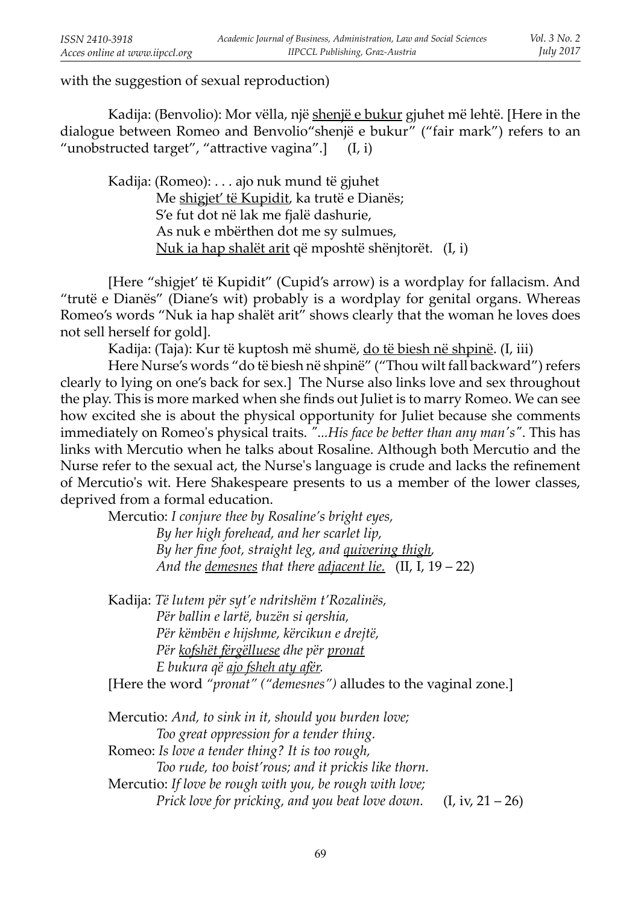with the suggestion of sexual reproduction)

Kadija: (Benvolio): Mor vëlla, një <u>shenjë e bukur</u> gjuhet më lehtë. [Here in the dialogue between Romeo and Benvolio"shenjë e bukur" ("fair mark") refers to an "unobstructed target", "attractive vagina".] (I, i)

Kadija: (Romeo): . . . ajo nuk mund të gjuhet  
Me <u>shigjet' të Kupidit</u>, ka trutë e Dianës;  
S'e fut dot në lak me fjalë dashurie,  
As nuk e mbërthen dot me sy sulmues,  
<u>Nuk ia hap shalët arit</u> që mposhtë shënjtorët. (I, i)

[Here "shigjet' të Kupidit" (Cupid's arrow) is a wordplay for fallacism. And "trutë e Dianës" (Diane's wit) probably is a wordplay for genital organs. Whereas Romeo's words "Nuk ia hap shalët arit" shows clearly that the woman he loves does not sell herself for gold].

Kadija: (Taja): Kur të kuptosh më shumë, <u>do të biesh në shpinë</u>. (I, iii)

Here Nurse's words "do të biesh në shpinë" ("Thou wilt fall backward") refers clearly to lying on one's back for sex.] The Nurse also links love and sex throughout the play. This is more marked when she finds out Juliet is to marry Romeo. We can see how excited she is about the physical opportunity for Juliet because she comments immediately on Romeo's physical traits. *"...His face be better than any man's"*. This has links with Mercutio when he talks about Rosaline. Although both Mercutio and the Nurse refer to the sexual act, the Nurse's language is crude and lacks the refinement of Mercutio's wit. Here Shakespeare presents to us a member of the lower classes, deprived from a formal education.

Mercutio: *I conjure thee by Rosaline's bright eyes,*  
*By her high forehead, and her scarlet lip,*  
*By her fine foot, straight leg, and <u>quivering thigh</u>,*  
*And the <u>demesnes</u> that there <u>adjacent lie.</u>* (II, I, 19 – 22)

Kadija: *Të lutem për syt'e ndritshëm t'Rozalinës,*  
*Për ballin e lartë, buzën si qershia,*  
*Për këmbën e hijshme, kërcikun e drejtë,*  
*Për <u>kofshët fërgëlluese</u> dhe për <u>pronat</u>*  
*E bukura që <u>ajo fsheh aty afër</u>.*

[Here the word *"pronat" ("demesnes")* alludes to the vaginal zone.]

Mercutio: *And, to sink in it, should you burden love;*  
*Too great oppression for a tender thing.*  
Romeo: *Is love a tender thing? It is too rough,*  
*Too rude, too boist'rous; and it prickis like thorn.*  
Mercutio: *If love be rough with you, be rough with love;*  
*Prick love for pricking, and you beat love down.* (I, iv, 21 – 26)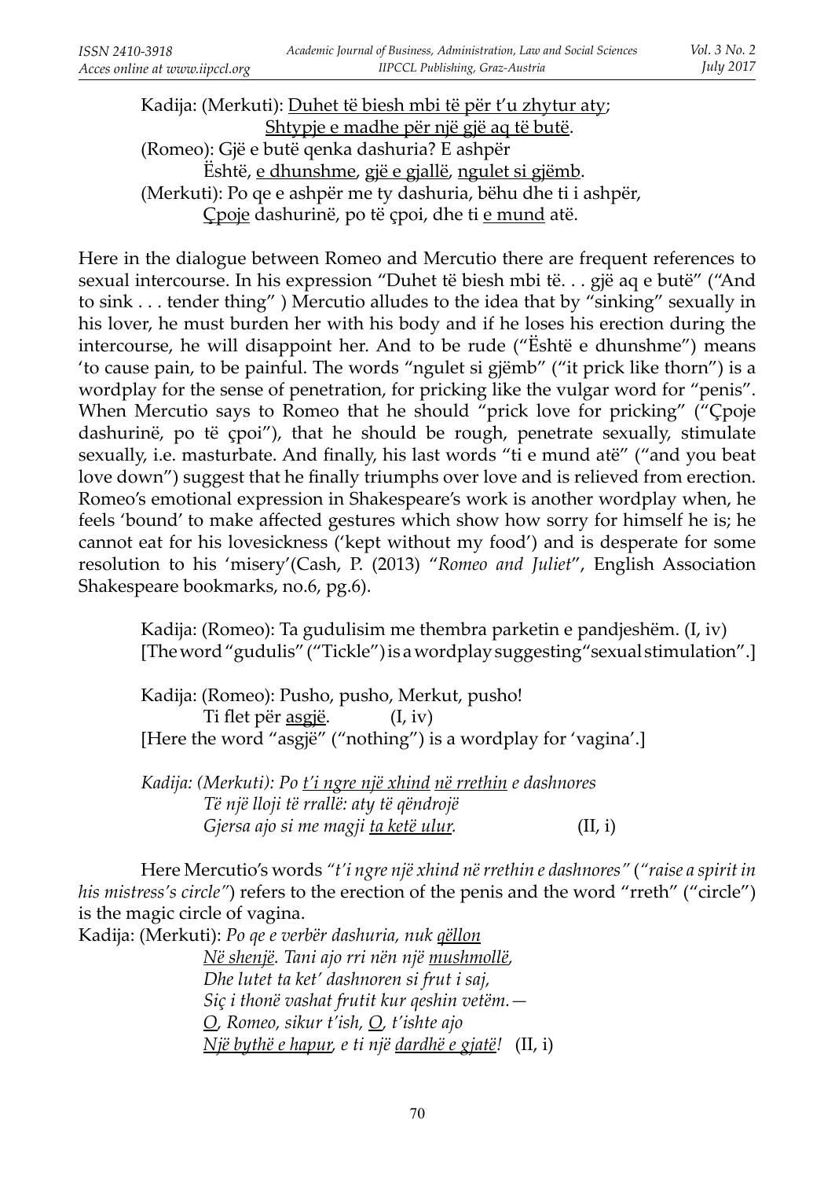Kadija: (Merkuti): <u>Duhet të biesh mbi të për t'u zhytur aty</u>;
<u>Shtypje e madhe për një gjë aq të butë</u>.
(Romeo): Gjë e butë qenka dashuria? E ashpër
Është, <u>e dhunshme</u>, <u>gjë e gjallë</u>, <u>ngulet si gjëmb</u>.
(Merkuti): Po qe e ashpër me ty dashuria, bëhu dhe ti i ashpër,
<u>Çpoje</u> dashurinë, po të çpoi, dhe ti <u>e mund</u> atë.

Here in the dialogue between Romeo and Mercutio there are frequent references to sexual intercourse. In his expression "Duhet të biesh mbi të. . . gjë aq e butë" ("And to sink . . . tender thing" ) Mercutio alludes to the idea that by "sinking" sexually in his lover, he must burden her with his body and if he loses his erection during the intercourse, he will disappoint her. And to be rude ("Është e dhunshme") means 'to cause pain, to be painful. The words "ngulet si gjëmb" ("it prick like thorn") is a wordplay for the sense of penetration, for pricking like the vulgar word for "penis". When Mercutio says to Romeo that he should "prick love for pricking" ("Çpoje dashurinë, po të çpoi"), that he should be rough, penetrate sexually, stimulate sexually, i.e. masturbate. And finally, his last words "ti e mund atë" ("and you beat love down") suggest that he finally triumphs over love and is relieved from erection. Romeo's emotional expression in Shakespeare's work is another wordplay when, he feels 'bound' to make affected gestures which show how sorry for himself he is; he cannot eat for his lovesickness ('kept without my food') and is desperate for some resolution to his 'misery'(Cash, P. (2013) "*Romeo and Juliet*", English Association Shakespeare bookmarks, no.6, pg.6).

Kadija: (Romeo): Ta gudulisim me thembra parketin e pandjeshëm. (I, iv)
[The word "gudulis" ("Tickle") is a wordplay suggesting "sexual stimulation".]

Kadija: (Romeo): Pusho, pusho, Merkut, pusho!
Ti flet për <u>asgjë</u>. (I, iv)
[Here the word "asgjë" ("nothing") is a wordplay for 'vagina'.]

*Kadija: (Merkuti): Po <u>t'i ngre një xhind</u> <u>në rrethin</u> e dashnores*
*Të një lloji të rrallë: aty të qëndrojë*
*Gjersa ajo si me magji <u>ta ketë ulur</u>.* (II, i)

Here Mercutio's words *"t'i ngre një xhind në rrethin e dashnores"* (*"raise a spirit in his mistress's circle"*) refers to the erection of the penis and the word "rreth" ("circle") is the magic circle of vagina.

Kadija: (Merkuti): *Po qe e verbër dashuria, nuk <u>qëllon</u>*
*<u>Në shenjë</u>. Tani ajo rri nën një <u>mushmollë</u>,*
*Dhe lutet ta ket' dashnoren si frut i saj,*
*Siç i thonë vashat frutit kur qeshin vetëm.—*
*<u>O</u>, Romeo, sikur t'ish, <u>O</u>, t'ishte ajo*
*<u>Një bythë e hapur</u>, e ti një <u>dardhë e gjatë</u>!* (II, i)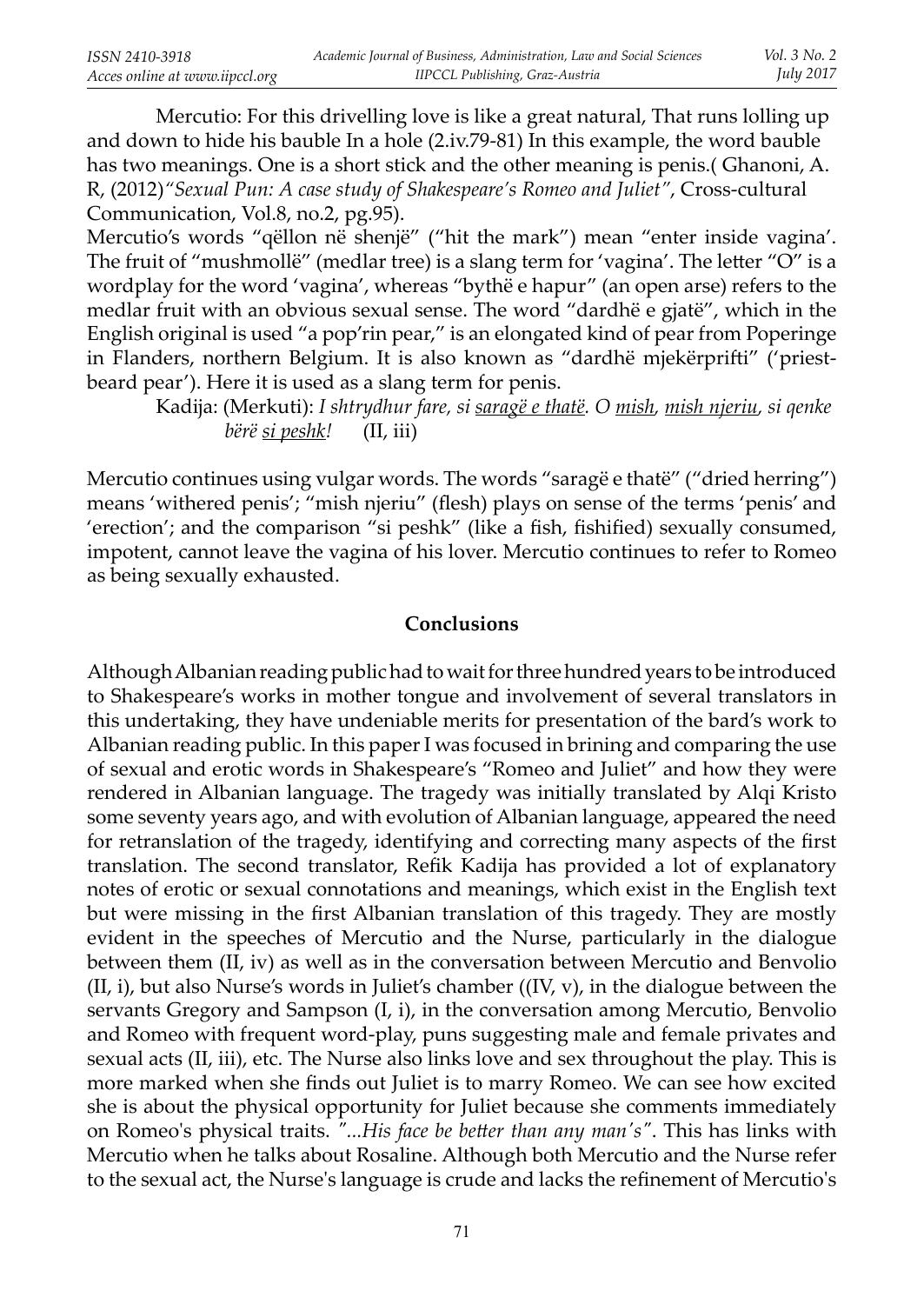Mercutio: For this drivelling love is like a great natural, That runs lolling up and down to hide his bauble In a hole (2.iv.79-81) In this example, the word bauble has two meanings. One is a short stick and the other meaning is penis.( Ghanoni, A. R, (2012)*"Sexual Pun: A case study of Shakespeare's Romeo and Juliet"*, Cross-cultural Communication, Vol.8, no.2, pg.95).

Mercutio's words "qëllon në shenjë" ("hit the mark") mean "enter inside vagina'. The fruit of "mushmollë" (medlar tree) is a slang term for 'vagina'. The letter "O" is a wordplay for the word 'vagina', whereas "bythë e hapur" (an open arse) refers to the medlar fruit with an obvious sexual sense. The word "dardhë e gjatë", which in the English original is used "a pop'rin pear," is an elongated kind of pear from Poperinge in Flanders, northern Belgium. It is also known as "dardhë mjekërprifti" ('priest-beard pear'). Here it is used as a slang term for penis.

Kadija: (Merkuti): *I shtrydhur fare, si <u>saragë e thatë</u>. O <u>mish</u>, <u>mish njeriu</u>, si qenke bërë <u>si peshk</u>!* (II, iii)

Mercutio continues using vulgar words. The words "saragë e thatë" ("dried herring") means 'withered penis'; "mish njeriu" (flesh) plays on sense of the terms 'penis' and 'erection'; and the comparison "si peshk" (like a fish, fishified) sexually consumed, impotent, cannot leave the vagina of his lover. Mercutio continues to refer to Romeo as being sexually exhausted.

## Conclusions

Although Albanian reading public had to wait for three hundred years to be introduced to Shakespeare's works in mother tongue and involvement of several translators in this undertaking, they have undeniable merits for presentation of the bard's work to Albanian reading public. In this paper I was focused in brining and comparing the use of sexual and erotic words in Shakespeare's "Romeo and Juliet" and how they were rendered in Albanian language. The tragedy was initially translated by Alqi Kristo some seventy years ago, and with evolution of Albanian language, appeared the need for retranslation of the tragedy, identifying and correcting many aspects of the first translation. The second translator, Refik Kadija has provided a lot of explanatory notes of erotic or sexual connotations and meanings, which exist in the English text but were missing in the first Albanian translation of this tragedy. They are mostly evident in the speeches of Mercutio and the Nurse, particularly in the dialogue between them (II, iv) as well as in the conversation between Mercutio and Benvolio (II, i), but also Nurse's words in Juliet's chamber ((IV, v), in the dialogue between the servants Gregory and Sampson (I, i), in the conversation among Mercutio, Benvolio and Romeo with frequent word-play, puns suggesting male and female privates and sexual acts (II, iii), etc. The Nurse also links love and sex throughout the play. This is more marked when she finds out Juliet is to marry Romeo. We can see how excited she is about the physical opportunity for Juliet because she comments immediately on Romeo's physical traits. *"...His face be better than any man's"*. This has links with Mercutio when he talks about Rosaline. Although both Mercutio and the Nurse refer to the sexual act, the Nurse's language is crude and lacks the refinement of Mercutio's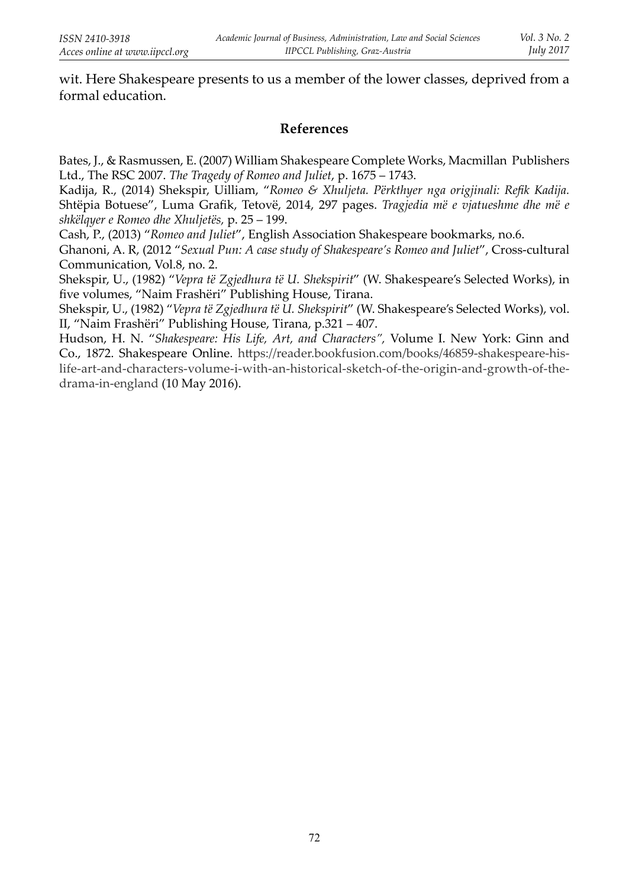wit. Here Shakespeare presents to us a member of the lower classes, deprived from a formal education.

## References

Bates, J., & Rasmussen, E. (2007) William Shakespeare Complete Works, Macmillan Publishers Ltd., The RSC 2007. *The Tragedy of Romeo and Juliet*, p. 1675 – 1743.

Kadija, R., (2014) Shekspir, Uilliam, "*Romeo & Xhuljeta. Përkthyer nga origjinali: Refik Kadija.* Shtëpia Botuese", Luma Grafik, Tetovë, 2014, 297 pages. *Tragjedia më e vjatueshme dhe më e shkëlqyer e Romeo dhe Xhuljetës*, p. 25 – 199.

Cash, P., (2013) "*Romeo and Juliet*", English Association Shakespeare bookmarks, no.6.

Ghanoni, A. R, (2012 "*Sexual Pun: A case study of Shakespeare's Romeo and Juliet*", Cross-cultural Communication, Vol.8, no. 2.

Shekspir, U., (1982) "*Vepra të Zgjedhura të U. Shekspirit*" (W. Shakespeare's Selected Works), in five volumes, "Naim Frashëri" Publishing House, Tirana.

Shekspir, U., (1982) "*Vepra të Zgjedhura të U. Shekspirit*" (W. Shakespeare's Selected Works), vol. II, "Naim Frashëri" Publishing House, Tirana, p.321 – 407.

Hudson, H. N. "*Shakespeare: His Life, Art, and Characters"*, Volume I. New York: Ginn and Co., 1872. Shakespeare Online. https://reader.bookfusion.com/books/46859-shakespeare-his-life-art-and-characters-volume-i-with-an-historical-sketch-of-the-origin-and-growth-of-the-drama-in-england (10 May 2016).